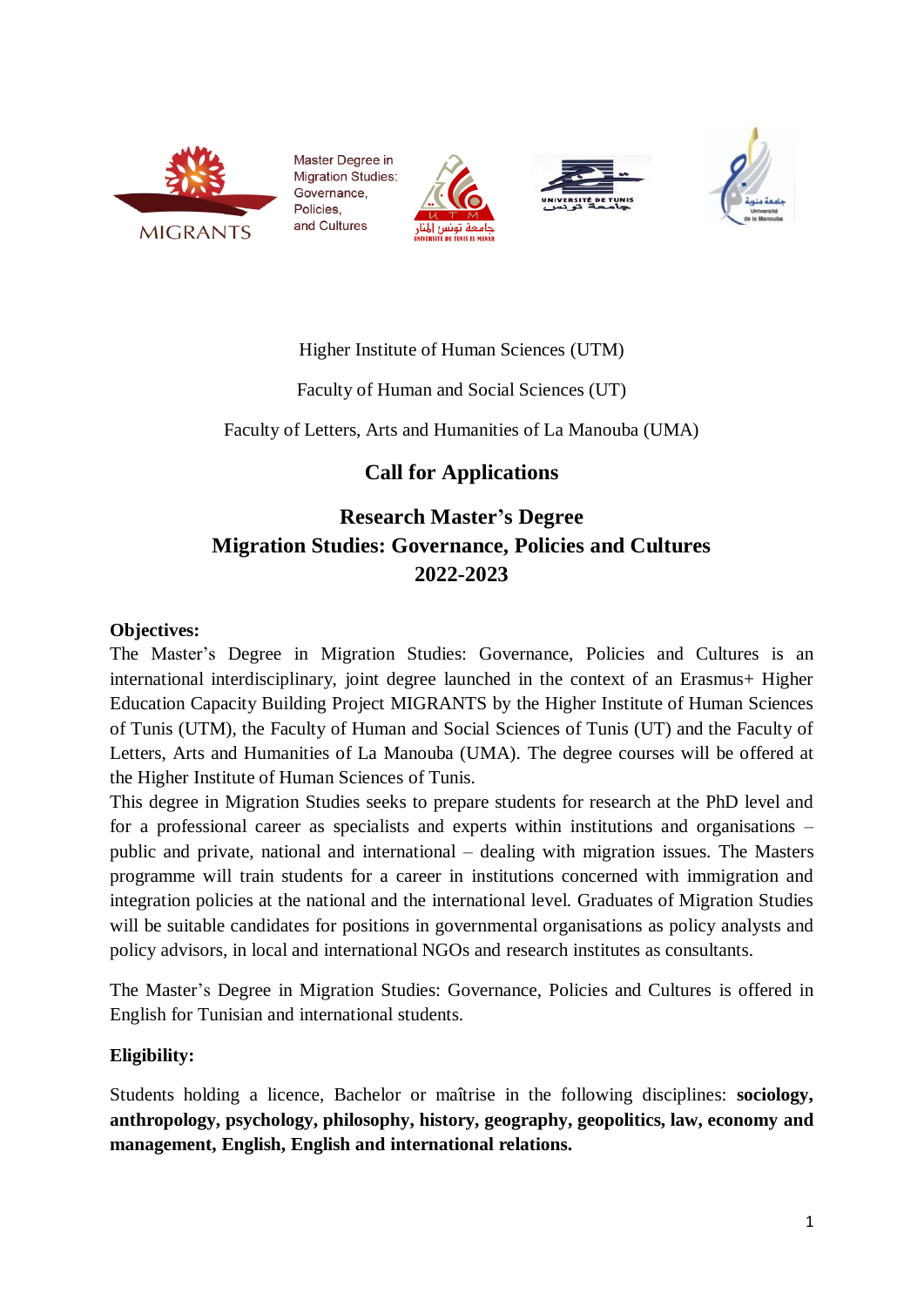Master Degree in Migration Studies: Governance, Policies, and Cultures

Higher Institute of Human Sciences (UTM)

Faculty of Human and Social Sciences (UT)

Faculty of Letters, Arts and Humanities of La Manouba (UMA)

## Call for Applications

## Research Master's Degree
## Migration Studies: Governance, Policies and Cultures
## 2022-2023

**Objectives:**

The Master's Degree in Migration Studies: Governance, Policies and Cultures is an international interdisciplinary, joint degree launched in the context of an Erasmus+ Higher Education Capacity Building Project MIGRANTS by the Higher Institute of Human Sciences of Tunis (UTM), the Faculty of Human and Social Sciences of Tunis (UT) and the Faculty of Letters, Arts and Humanities of La Manouba (UMA). The degree courses will be offered at the Higher Institute of Human Sciences of Tunis.

This degree in Migration Studies seeks to prepare students for research at the PhD level and for a professional career as specialists and experts within institutions and organisations – public and private, national and international – dealing with migration issues. The Masters programme will train students for a career in institutions concerned with immigration and integration policies at the national and the international level. Graduates of Migration Studies will be suitable candidates for positions in governmental organisations as policy analysts and policy advisors, in local and international NGOs and research institutes as consultants.

The Master's Degree in Migration Studies: Governance, Policies and Cultures is offered in English for Tunisian and international students.

**Eligibility:**

Students holding a licence, Bachelor or maîtrise in the following disciplines: **sociology, anthropology, psychology, philosophy, history, geography, geopolitics, law, economy and management, English, English and international relations.**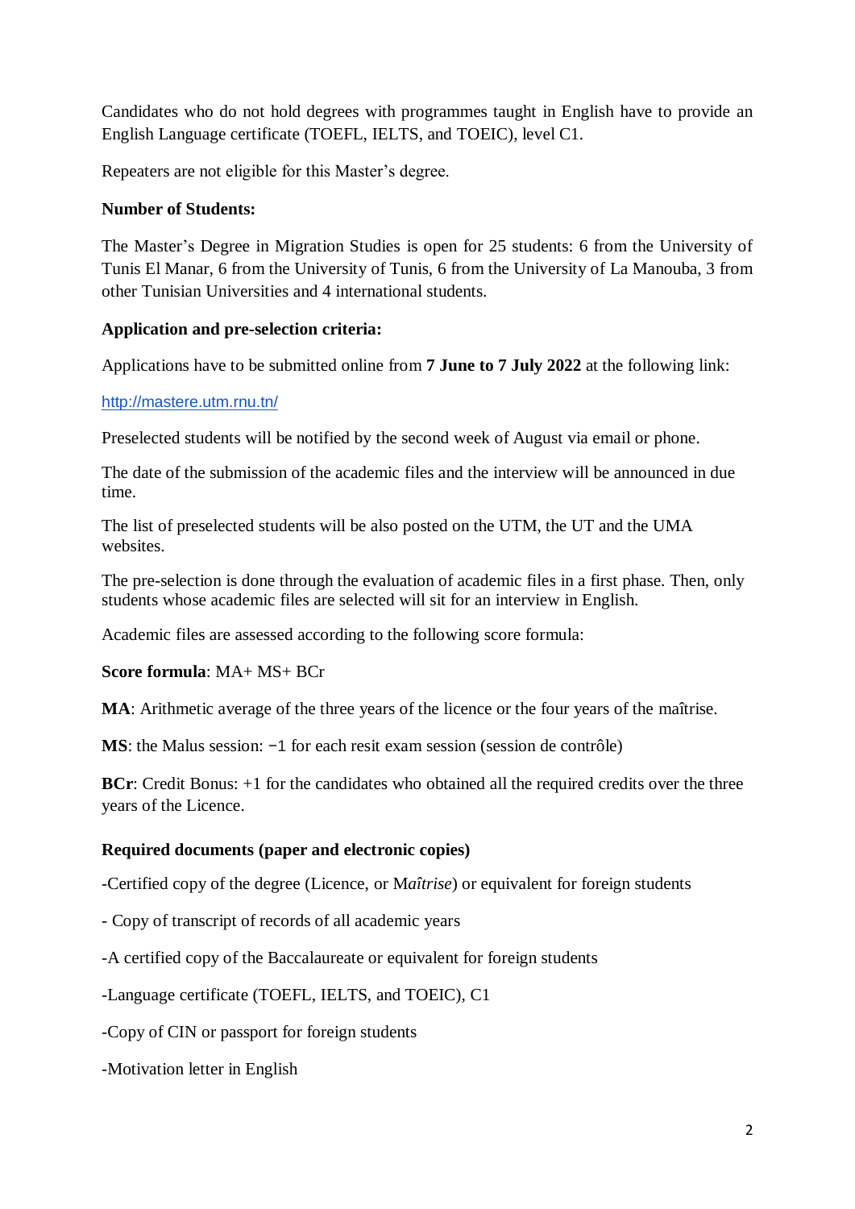Candidates who do not hold degrees with programmes taught in English have to provide an English Language certificate (TOEFL, IELTS, and TOEIC), level C1.

Repeaters are not eligible for this Master's degree.

**Number of Students:**

The Master's Degree in Migration Studies is open for 25 students: 6 from the University of Tunis El Manar, 6 from the University of Tunis, 6 from the University of La Manouba, 3 from other Tunisian Universities and 4 international students.

**Application and pre-selection criteria:**

Applications have to be submitted online from **7 June to 7 July 2022** at the following link:

http://mastere.utm.rnu.tn/

Preselected students will be notified by the second week of August via email or phone.

The date of the submission of the academic files and the interview will be announced in due time.

The list of preselected students will be also posted on the UTM, the UT and the UMA websites.

The pre-selection is done through the evaluation of academic files in a first phase. Then, only students whose academic files are selected will sit for an interview in English.

Academic files are assessed according to the following score formula:

**Score formula**: MA+ MS+ BCr

**MA**: Arithmetic average of the three years of the licence or the four years of the maîtrise.

**MS**: the Malus session: −1 for each resit exam session (session de contrôle)

**BCr**: Credit Bonus: +1 for the candidates who obtained all the required credits over the three years of the Licence.

**Required documents (paper and electronic copies)**

-Certified copy of the degree (Licence, or M*aîtrise*) or equivalent for foreign students

- Copy of transcript of records of all academic years

-A certified copy of the Baccalaureate or equivalent for foreign students

-Language certificate (TOEFL, IELTS, and TOEIC), C1

-Copy of CIN or passport for foreign students

-Motivation letter in English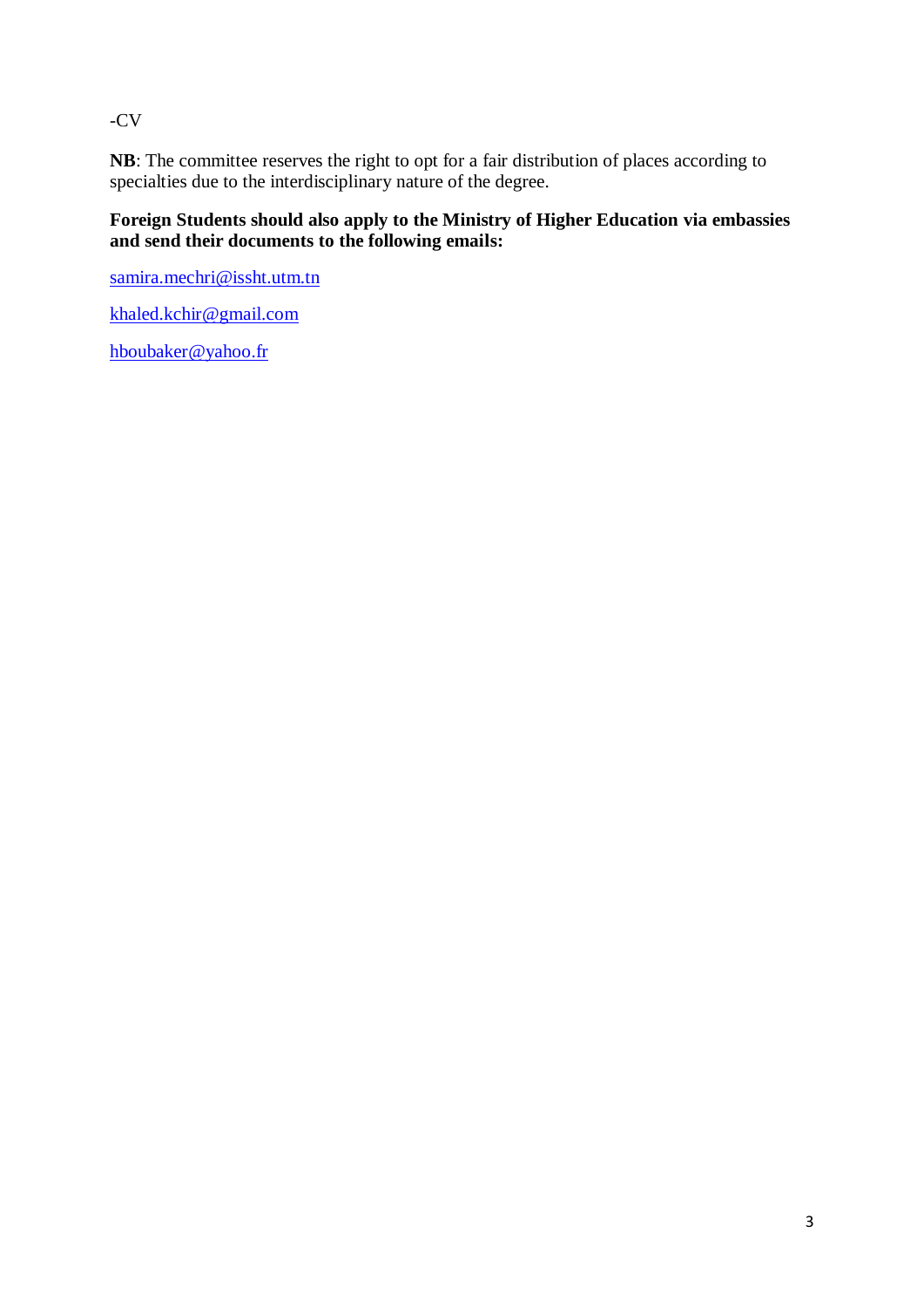-CV

**NB**: The committee reserves the right to opt for a fair distribution of places according to specialties due to the interdisciplinary nature of the degree.

**Foreign Students should also apply to the Ministry of Higher Education via embassies and send their documents to the following emails:**

samira.mechri@issht.utm.tn

khaled.kchir@gmail.com

hboubaker@yahoo.fr